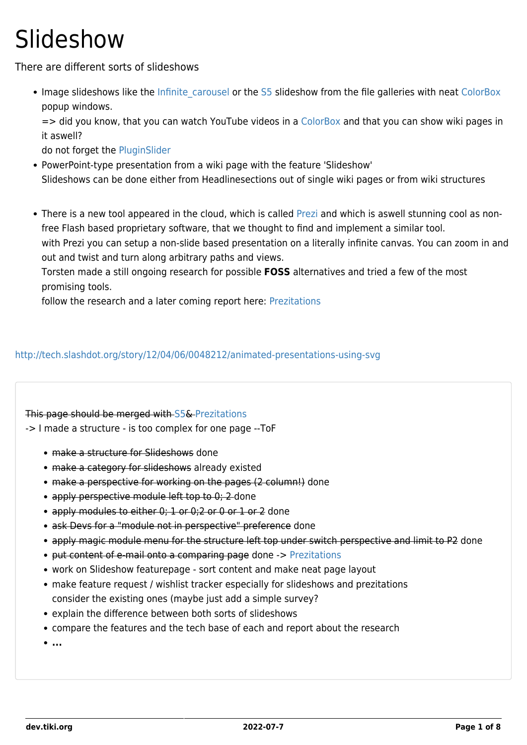# Slideshow

There are different sorts of slideshows

- Image slideshows like the Infinite_carousel or the S5 slideshow from the file galleries with neat ColorBox popup windows.
  => did you know, that you can watch YouTube videos in a ColorBox and that you can show wiki pages in it aswell?
  do not forget the PluginSlider
- PowerPoint-type presentation from a wiki page with the feature 'Slideshow'
  Slideshows can be done either from Headlinesections out of single wiki pages or from wiki structures

- There is a new tool appeared in the cloud, which is called Prezi and which is aswell stunning cool as non-free Flash based proprietary software, that we thought to find and implement a similar tool.
  with Prezi you can setup a non-slide based presentation on a literally infinite canvas. You can zoom in and out and twist and turn along arbitrary paths and views.
  Torsten made a still ongoing research for possible **FOSS** alternatives and tried a few of the most promising tools.
  follow the research and a later coming report here: Prezitations

http://tech.slashdot.org/story/12/04/06/0048212/animated-presentations-using-svg

~~This page should be merged with S5& Prezitations~~
-> I made a structure - is too complex for one page --ToF

- ~~make a structure for Slideshows~~ done
- ~~make a category for slideshows~~ already existed
- ~~make a perspective for working on the pages (2 column!)~~ done
- ~~apply perspective module left top to 0; 2~~ done
- ~~apply modules to either 0; 1 or 0;2 or 0 or 1 or 2~~ done
- ~~ask Devs for a "module not in perspective" preference~~ done
- ~~apply magic module menu for the structure left top under switch perspective and limit to P2~~ done
- ~~put content of e-mail onto a comparing page~~ done -> Prezitations
- work on Slideshow featurepage - sort content and make neat page layout
- make feature request / wishlist tracker especially for slideshows and prezitations
  consider the existing ones (maybe just add a simple survey?
- explain the difference between both sorts of slideshows
- compare the features and the tech base of each and report about the research
- **...**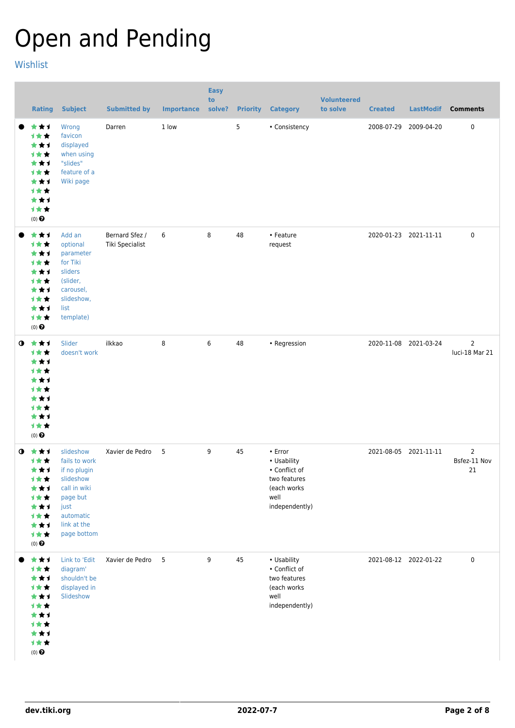# Open and Pending

Wishlist

| | Rating | Subject | Submitted by | Importance | Easy to solve? | Priority | Category | Volunteered to solve | Created | LastModif | Comments |
|---|---|---|---|---|---|---|---|---|---|---|---|
| ● | (0) | Wrong favicon displayed when using "slides" feature of a Wiki page | Darren | 1 low | | 5 | • Consistency | | 2008-07-29 | 2009-04-20 | 0 |
| ● | (0) | Add an optional parameter for Tiki sliders (slider, carousel, slideshow, list template) | Bernard Sfez / Tiki Specialist | 6 | 8 | 48 | • Feature request | | 2020-01-23 | 2021-11-11 | 0 |
| ◑ | (0) | Slider doesn't work | ilkkao | 8 | 6 | 48 | • Regression | | 2020-11-08 | 2021-03-24 | 2 luci-18 Mar 21 |
| ◑ | (0) | slideshow fails to work if no plugin slideshow call in wiki page but just automatic link at the page bottom | Xavier de Pedro | 5 | 9 | 45 | • Error • Usability • Conflict of two features (each works well independently) | | 2021-08-05 | 2021-11-11 | 2 Bsfez-11 Nov 21 |
| ● | (0) | Link to 'Edit diagram' shouldn't be displayed in Slideshow | Xavier de Pedro | 5 | 9 | 45 | • Usability • Conflict of two features (each works well independently) | | 2021-08-12 | 2022-01-22 | 0 |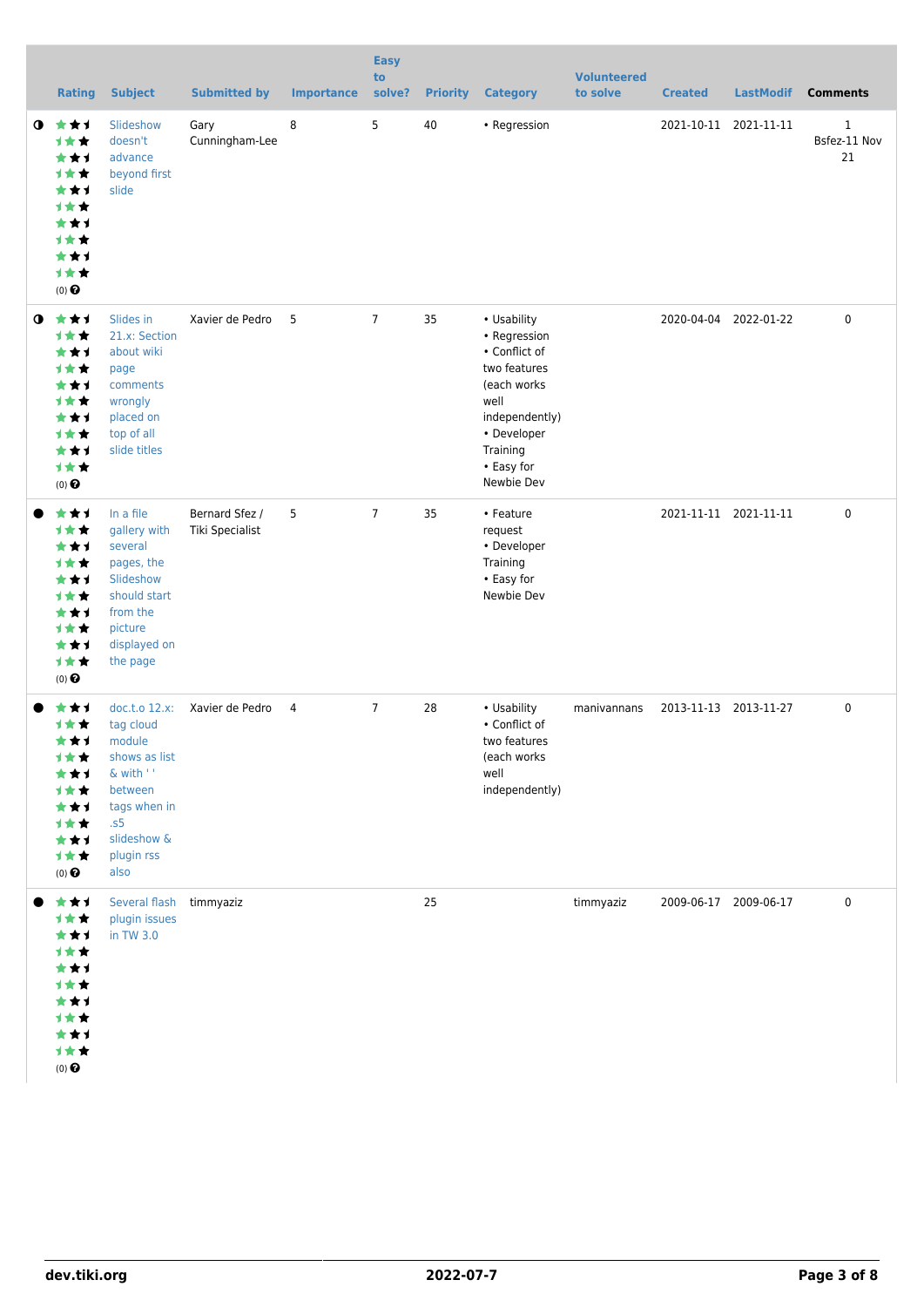| | Rating | Subject | Submitted by | Importance | Easy to solve? | Priority | Category | Volunteered to solve | Created | LastModif | Comments |
|---|---|---|---|---|---|---|---|---|---|---|---|
| ◑ | (0) | Slideshow doesn't advance beyond first slide | Gary Cunningham-Lee | 8 | 5 | 40 | • Regression | | 2021-10-11 | 2021-11-11 | 1 Bsfez-11 Nov 21 |
| ◑ | (0) | Slides in 21.x: Section about wiki page comments wrongly placed on top of all slide titles | Xavier de Pedro | 5 | 7 | 35 | • Usability • Regression • Conflict of two features (each works well independently) • Developer Training • Easy for Newbie Dev | | 2020-04-04 | 2022-01-22 | 0 |
| ● | (0) | In a file gallery with several pages, the Slideshow should start from the picture displayed on the page | Bernard Sfez / Tiki Specialist | 5 | 7 | 35 | • Feature request • Developer Training • Easy for Newbie Dev | | 2021-11-11 | 2021-11-11 | 0 |
| ● | (0) | doc.t.o 12.x: tag cloud module shows as list & with ' ' between tags when in .s5 slideshow & plugin rss also | Xavier de Pedro | 4 | 7 | 28 | • Usability • Conflict of two features (each works well independently) | manivannans | 2013-11-13 | 2013-11-27 | 0 |
| ● | (0) | Several flash plugin issues in TW 3.0 | timmyaziz | | | 25 | | timmyaziz | 2009-06-17 | 2009-06-17 | 0 |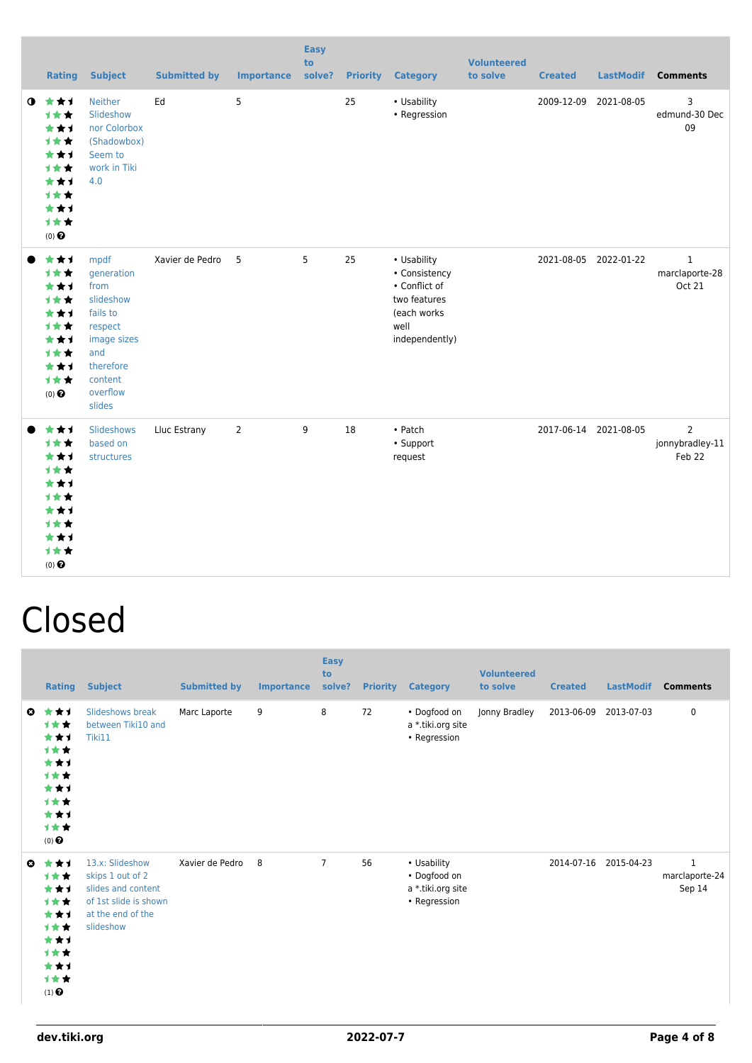| | Rating | Subject | Submitted by | Importance | Easy to solve? | Priority | Category | Volunteered to solve | Created | LastModif | Comments |
|---|---|---|---|---|---|---|---|---|---|---|---|
| ◑ | (0) | Neither Slideshow nor Colorbox (Shadowbox) Seem to work in Tiki 4.0 | Ed | 5 | | 25 | • Usability<br>• Regression | | 2009-12-09 | 2021-08-05 | 3<br>edmund-30 Dec 09 |
| ● | (0) | mpdf generation from slideshow fails to respect image sizes and therefore content overflow slides | Xavier de Pedro | 5 | 5 | 25 | • Usability<br>• Consistency<br>• Conflict of two features (each works well independently) | | 2021-08-05 | 2022-01-22 | 1<br>marclaporte-28 Oct 21 |
| ● | (0) | Slideshows based on structures | Lluc Estrany | 2 | 9 | 18 | • Patch<br>• Support request | | 2017-06-14 | 2021-08-05 | 2<br>jonnybradley-11 Feb 22 |

# Closed

| | Rating | Subject | Submitted by | Importance | Easy to solve? | Priority | Category | Volunteered to solve | Created | LastModif | Comments |
|---|---|---|---|---|---|---|---|---|---|---|---|
| ⊗ | (0) | Slideshows break between Tiki10 and Tiki11 | Marc Laporte | 9 | 8 | 72 | • Dogfood on a *.tiki.org site<br>• Regression | Jonny Bradley | 2013-06-09 | 2013-07-03 | 0 |
| ⊗ | (1) | 13.x: Slideshow skips 1 out of 2 slides and content of 1st slide is shown at the end of the slideshow | Xavier de Pedro | 8 | 7 | 56 | • Usability<br>• Dogfood on a *.tiki.org site<br>• Regression | | 2014-07-16 | 2015-04-23 | 1<br>marclaporte-24 Sep 14 |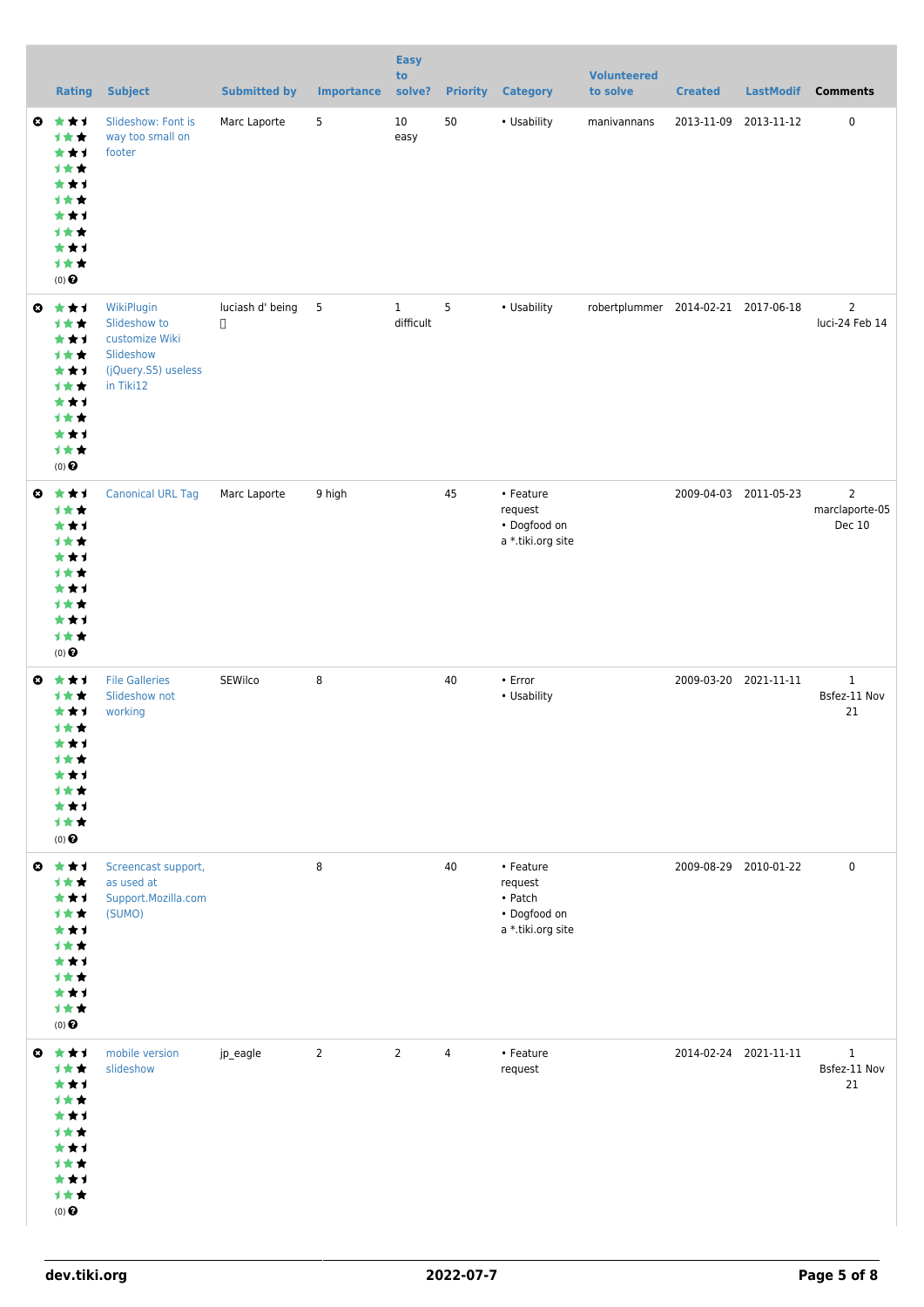| Rating | Subject | Submitted by | Importance | Easy to solve? | Priority | Category | Volunteered to solve | Created | LastModif | Comments |
|---|---|---|---|---|---|---|---|---|---|---|
| (0) | Slideshow: Font is way too small on footer | Marc Laporte | 5 | 10 easy | 50 | • Usability | manivannans | 2013-11-09 | 2013-11-12 | 0 |
| (0) | WikiPlugin Slideshow to customize Wiki Slideshow (jQuery.S5) useless in Tiki12 | luciash d' being | 5 | 1 difficult | 5 | • Usability | robertplummer | 2014-02-21 | 2017-06-18 | 2 luci-24 Feb 14 |
| (0) | Canonical URL Tag | Marc Laporte | 9 high | | 45 | • Feature request • Dogfood on a *.tiki.org site | | 2009-04-03 | 2011-05-23 | 2 marclaporte-05 Dec 10 |
| (0) | File Galleries Slideshow not working | SEWilco | 8 | | 40 | • Error • Usability | | 2009-03-20 | 2021-11-11 | 1 Bsfez-11 Nov 21 |
| (0) | Screencast support, as used at Support.Mozilla.com (SUMO) | | 8 | | 40 | • Feature request • Patch • Dogfood on a *.tiki.org site | | 2009-08-29 | 2010-01-22 | 0 |
| (0) | mobile version slideshow | jp_eagle | 2 | 2 | 4 | • Feature request | | 2014-02-24 | 2021-11-11 | 1 Bsfez-11 Nov 21 |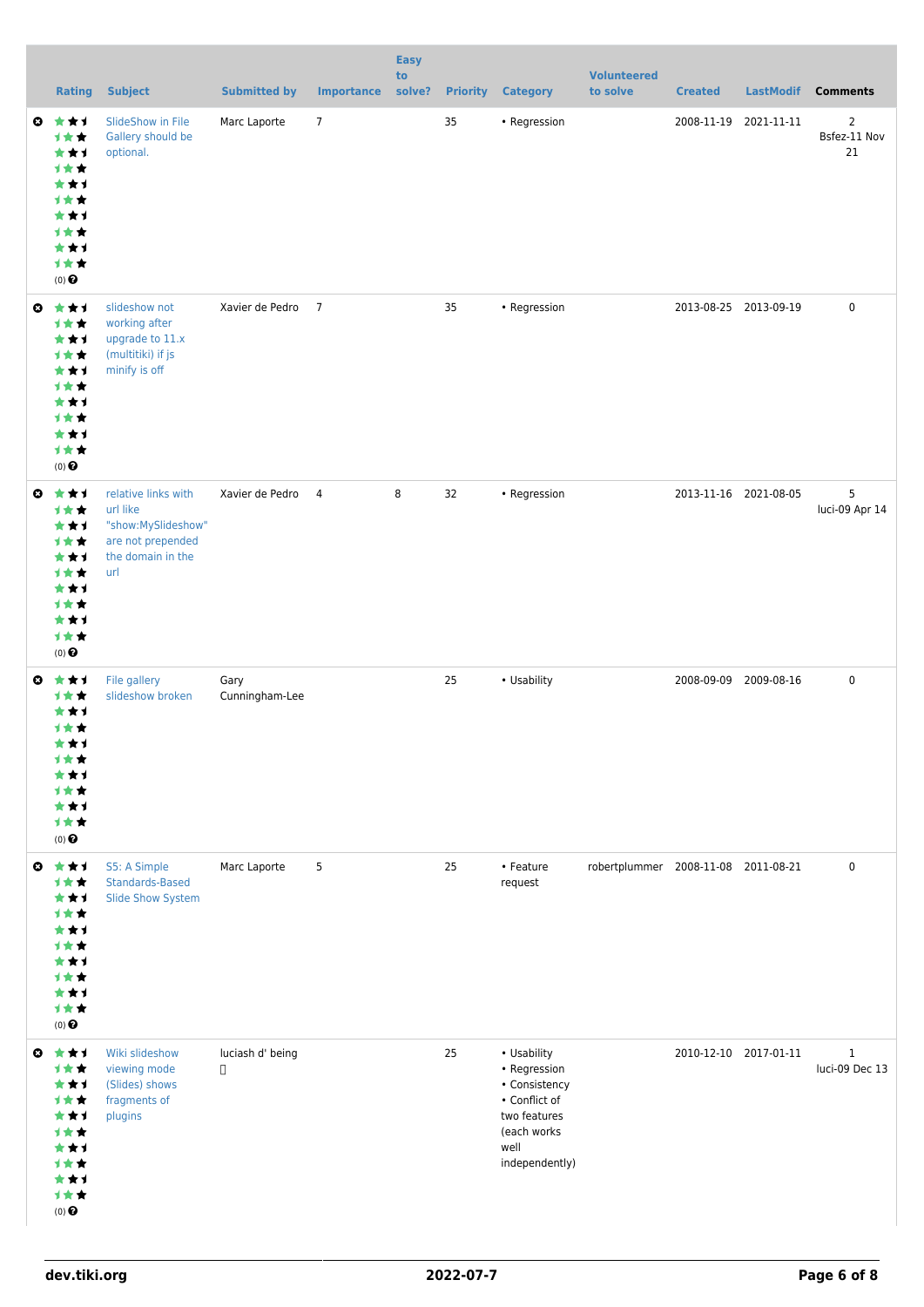| Rating | Subject | Submitted by | Importance | Easy to solve? | Priority | Category | Volunteered to solve | Created | LastModif | Comments |
|---|---|---|---|---|---|---|---|---|---|---|
| (0) | SlideShow in File Gallery should be optional. | Marc Laporte | 7 | | 35 | • Regression | | 2008-11-19 | 2021-11-11 | 2 Bsfez-11 Nov 21 |
| (0) | slideshow not working after upgrade to 11.x (multitiki) if js minify is off | Xavier de Pedro | 7 | | 35 | • Regression | | 2013-08-25 | 2013-09-19 | 0 |
| (0) | relative links with url like "show:MySlideshow" are not prepended the domain in the url | Xavier de Pedro | 4 | 8 | 32 | • Regression | | 2013-11-16 | 2021-08-05 | 5 luci-09 Apr 14 |
| (0) | File gallery slideshow broken | Gary Cunningham-Lee | | | 25 | • Usability | | 2008-09-09 | 2009-08-16 | 0 |
| (0) | S5: A Simple Standards-Based Slide Show System | Marc Laporte | 5 | | 25 | • Feature request | robertplummer | 2008-11-08 | 2011-08-21 | 0 |
| (0) | Wiki slideshow viewing mode (Slides) shows fragments of plugins | luciash d' being | | | 25 | • Usability • Regression • Consistency • Conflict of two features (each works well independently) | | 2010-12-10 | 2017-01-11 | 1 luci-09 Dec 13 |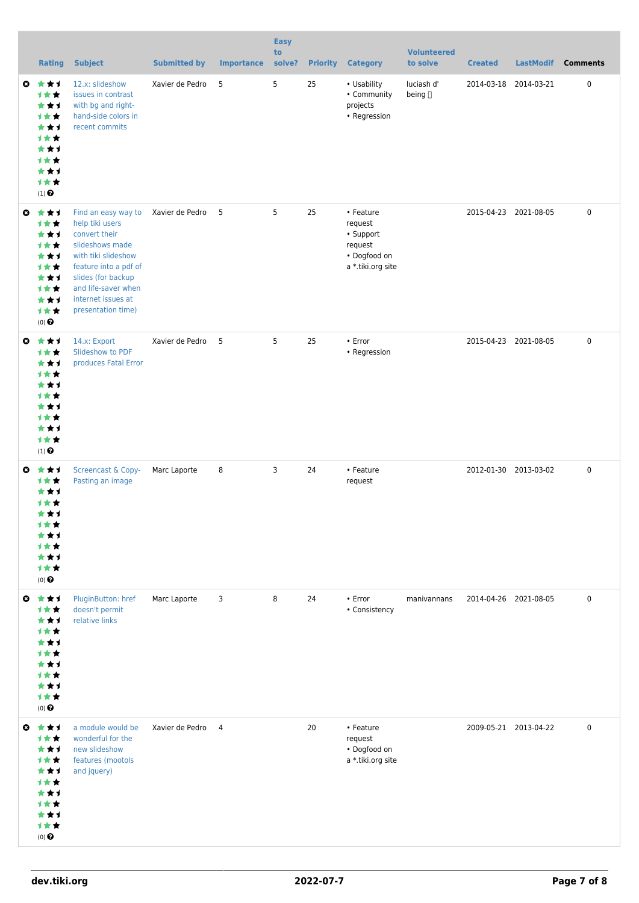| | Rating | Subject | Submitted by | Importance | Easy to solve? | Priority | Category | Volunteered to solve | Created | LastModif | Comments |
|---|---|---|---|---|---|---|---|---|---|---|---|
| | (1) | 12.x: slideshow issues in contrast with bg and right-hand-side colors in recent commits | Xavier de Pedro | 5 | 5 | 25 | • Usability<br>• Community projects<br>• Regression | luciash d' being | 2014-03-18 | 2014-03-21 | 0 |
| | (0) | Find an easy way to help tiki users convert their slideshows made with tiki slideshow feature into a pdf of slides (for backup and life-saver when internet issues at presentation time) | Xavier de Pedro | 5 | 5 | 25 | • Feature request<br>• Support request<br>• Dogfood on a *.tiki.org site | | 2015-04-23 | 2021-08-05 | 0 |
| | (1) | 14.x: Export Slideshow to PDF produces Fatal Error | Xavier de Pedro | 5 | 5 | 25 | • Error<br>• Regression | | 2015-04-23 | 2021-08-05 | 0 |
| | (0) | Screencast & Copy-Pasting an image | Marc Laporte | 8 | 3 | 24 | • Feature request | | 2012-01-30 | 2013-03-02 | 0 |
| | (0) | PluginButton: href doesn't permit relative links | Marc Laporte | 3 | 8 | 24 | • Error<br>• Consistency | manivannans | 2014-04-26 | 2021-08-05 | 0 |
| | (0) | a module would be wonderful for the new slideshow features (mootols and jquery) | Xavier de Pedro | 4 | | 20 | • Feature request<br>• Dogfood on a *.tiki.org site | | 2009-05-21 | 2013-04-22 | 0 |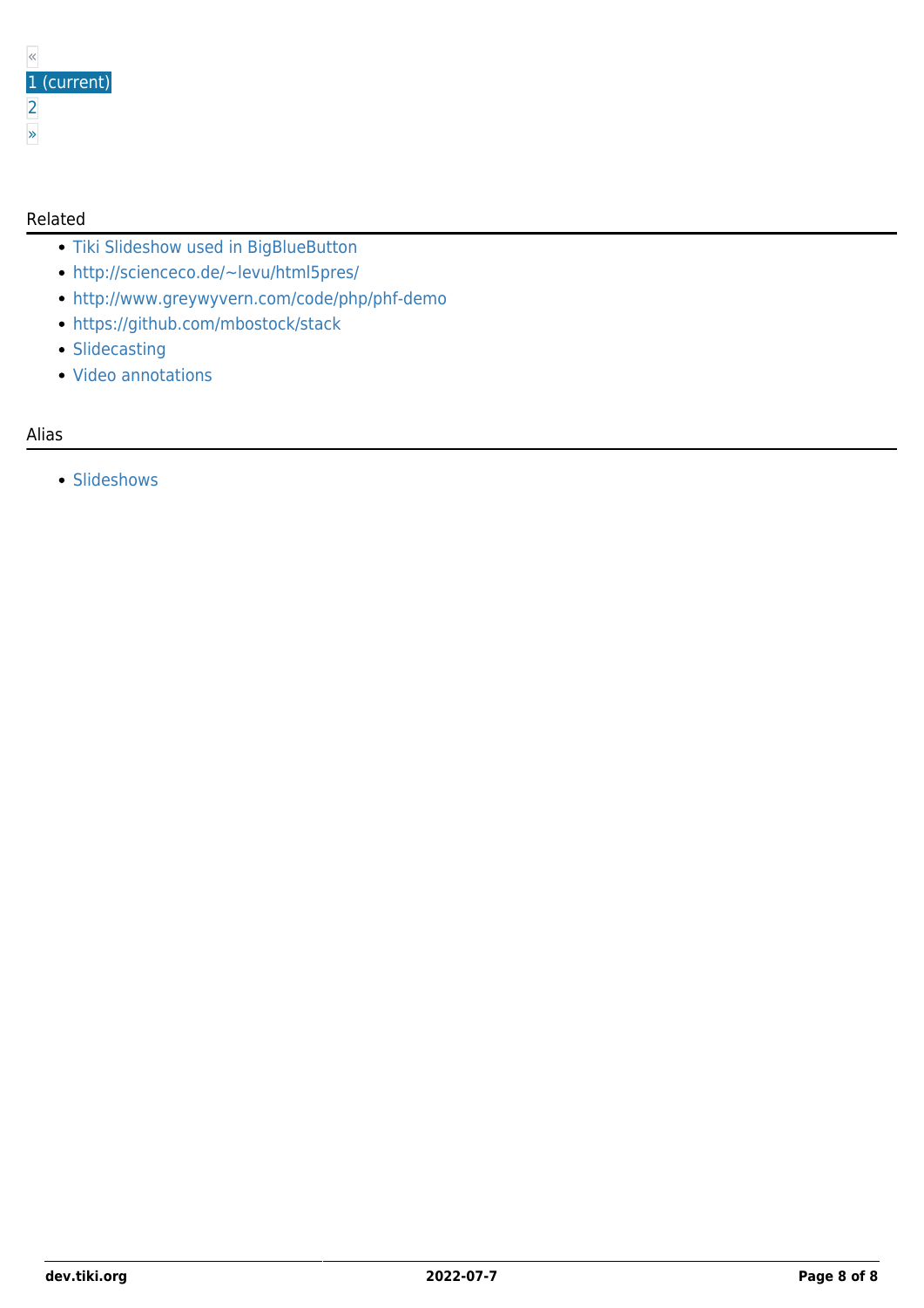«
1 (current)
2
»

## Related

- Tiki Slideshow used in BigBlueButton
- http://scienceco.de/~levu/html5pres/
- http://www.greywyvern.com/code/php/phf-demo
- https://github.com/mbostock/stack
- Slidecasting
- Video annotations

## Alias

- Slideshows